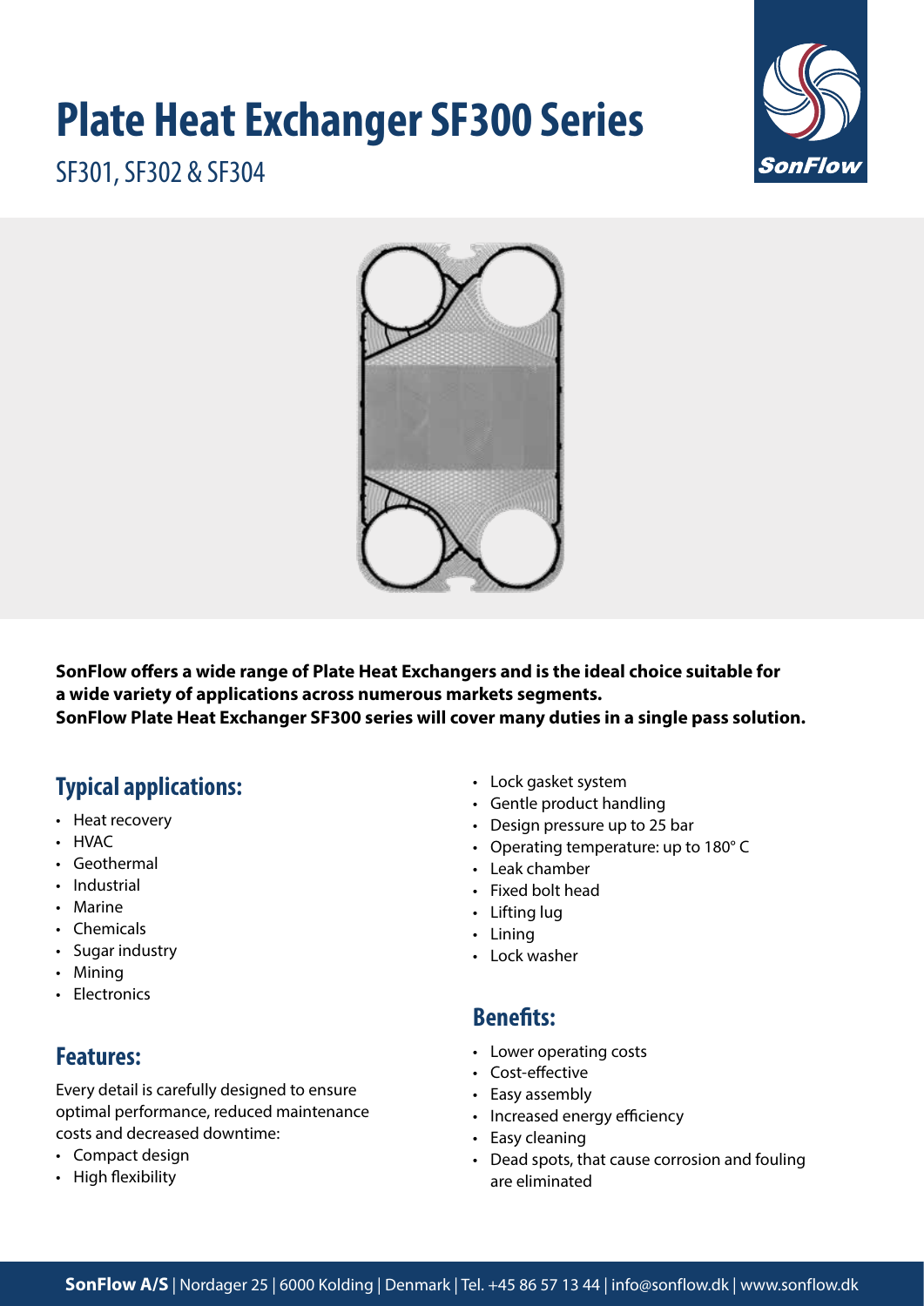# Plate Heat Exchanger SF300 Series

SF301, SF302 & SF304

**SonFlow offers a wide range of Plate Heat Exchangers and is the ideal choice suitable for a wide variety of applications across numerous markets segments.**
**SonFlow Plate Heat Exchanger SF300 series will cover many duties in a single pass solution.**

## Typical applications:

- Heat recovery
- HVAC
- Geothermal
- Industrial
- Marine
- Chemicals
- Sugar industry
- Mining
- Electronics

## Features:

Every detail is carefully designed to ensure optimal performance, reduced maintenance costs and decreased downtime:

- Compact design
- High flexibility
- Lock gasket system
- Gentle product handling
- Design pressure up to 25 bar
- Operating temperature: up to 180° C
- Leak chamber
- Fixed bolt head
- Lifting lug
- Lining
- Lock washer

## Benefits:

- Lower operating costs
- Cost-effective
- Easy assembly
- Increased energy efficiency
- Easy cleaning
- Dead spots, that cause corrosion and fouling are eliminated

**SonFlow A/S** | Nordager 25 | 6000 Kolding | Denmark | Tel. +45 86 57 13 44 | info@sonflow.dk | www.sonflow.dk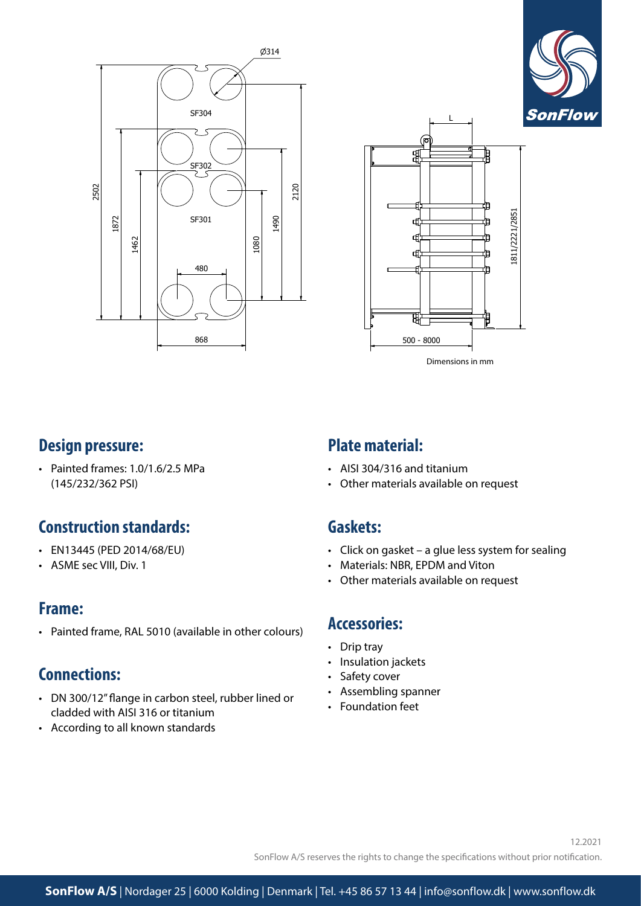Ø314

SF304

SF302

SF301

2502

1872

1462

480

868

1080

1490

2120

L

1811/2221/2851

500 - 8000

Dimensions in mm

## Design pressure:

- Painted frames: 1.0/1.6/2.5 MPa (145/232/362 PSI)

## Construction standards:

- EN13445 (PED 2014/68/EU)
- ASME sec VIII, Div. 1

## Frame:

- Painted frame, RAL 5010 (available in other colours)

## Connections:

- DN 300/12" flange in carbon steel, rubber lined or cladded with AISI 316 or titanium
- According to all known standards

## Plate material:

- AISI 304/316 and titanium
- Other materials available on request

## Gaskets:

- Click on gasket – a glue less system for sealing
- Materials: NBR, EPDM and Viton
- Other materials available on request

## Accessories:

- Drip tray
- Insulation jackets
- Safety cover
- Assembling spanner
- Foundation feet

12.2021

SonFlow A/S reserves the rights to change the specifications without prior notification.

**SonFlow A/S** | Nordager 25 | 6000 Kolding | Denmark | Tel. +45 86 57 13 44 | info@sonflow.dk | www.sonflow.dk